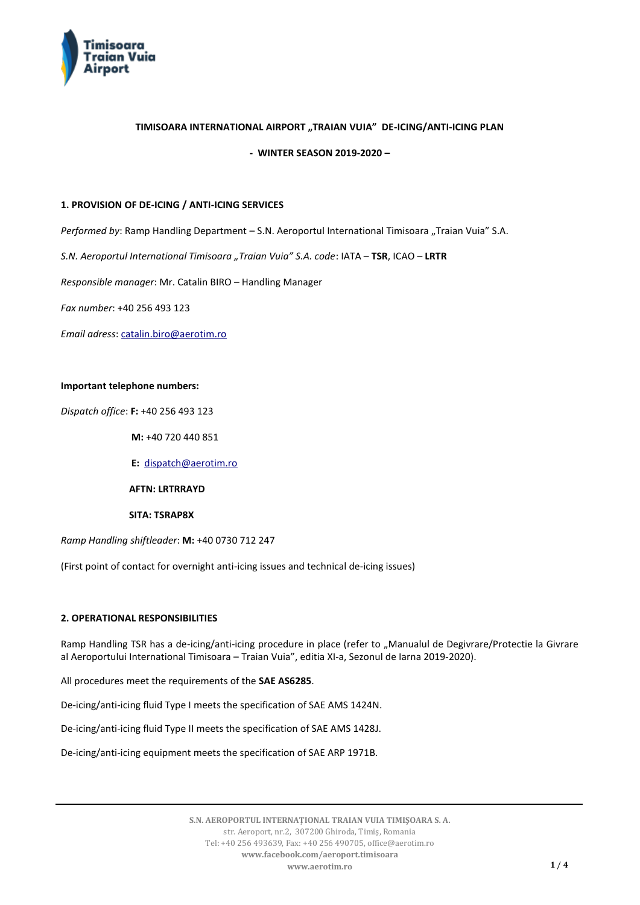# TIMISOARA INTERNATIONAL AIRPORT „TRAIAN VUIA" DE-ICING/ANTI-ICING PLAN

**- WINTER SEASON 2019-2020 –**

## 1. PROVISION OF DE-ICING / ANTI-ICING SERVICES

*Performed by*: Ramp Handling Department – S.N. Aeroportul International Timisoara „Traian Vuia" S.A.

*S.N. Aeroportul International Timisoara „Traian Vuia" S.A. code*: IATA – **TSR**, ICAO – **LRTR**

*Responsible manager*: Mr. Catalin BIRO – Handling Manager

*Fax number*: +40 256 493 123

*Email adress*: catalin.biro@aerotim.ro

**Important telephone numbers:**

*Dispatch office*: **F:** +40 256 493 123

**M:** +40 720 440 851

**E:** dispatch@aerotim.ro

**AFTN: LRTRRAYD**

**SITA: TSRAP8X**

*Ramp Handling shiftleader*: **M:** +40 0730 712 247

(First point of contact for overnight anti-icing issues and technical de-icing issues)

## 2. OPERATIONAL RESPONSIBILITIES

Ramp Handling TSR has a de-icing/anti-icing procedure in place (refer to „Manualul de Degivrare/Protectie la Givrare al Aeroportului International Timisoara – Traian Vuia", editia XI-a, Sezonul de Iarna 2019-2020).

All procedures meet the requirements of the **SAE AS6285**.

De-icing/anti-icing fluid Type I meets the specification of SAE AMS 1424N.

De-icing/anti-icing fluid Type II meets the specification of SAE AMS 1428J.

De-icing/anti-icing equipment meets the specification of SAE ARP 1971B.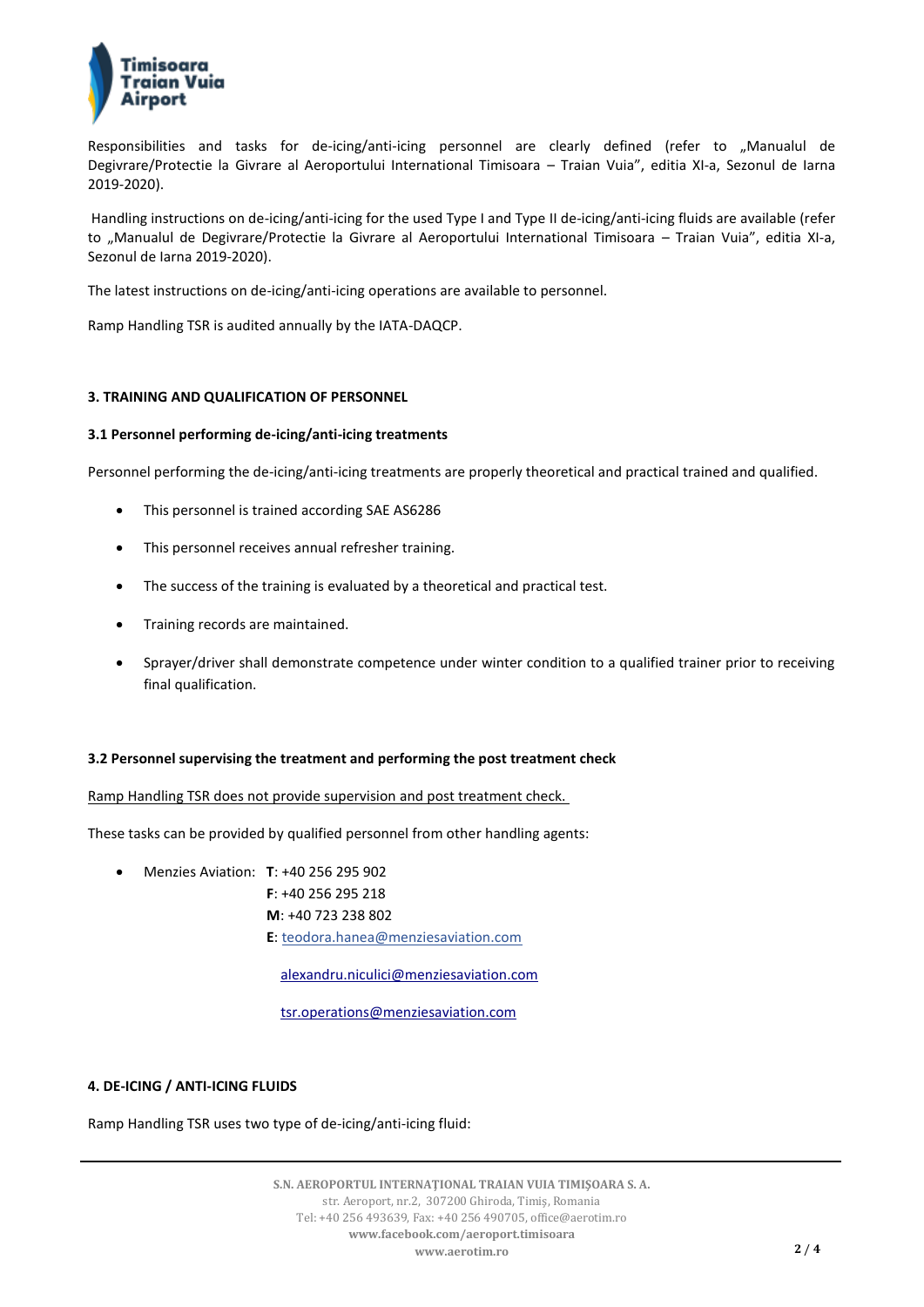Responsibilities and tasks for de-icing/anti-icing personnel are clearly defined (refer to „Manualul de Degivrare/Protectie la Givrare al Aeroportului International Timisoara – Traian Vuia", editia XI-a, Sezonul de Iarna 2019-2020).

Handling instructions on de-icing/anti-icing for the used Type I and Type II de-icing/anti-icing fluids are available (refer to „Manualul de Degivrare/Protectie la Givrare al Aeroportului International Timisoara – Traian Vuia", editia XI-a, Sezonul de Iarna 2019-2020).

The latest instructions on de-icing/anti-icing operations are available to personnel.

Ramp Handling TSR is audited annually by the IATA-DAQCP.

## 3. TRAINING AND QUALIFICATION OF PERSONNEL

### 3.1 Personnel performing de-icing/anti-icing treatments

Personnel performing the de-icing/anti-icing treatments are properly theoretical and practical trained and qualified.

- This personnel is trained according SAE AS6286
- This personnel receives annual refresher training.
- The success of the training is evaluated by a theoretical and practical test.
- Training records are maintained.
- Sprayer/driver shall demonstrate competence under winter condition to a qualified trainer prior to receiving final qualification.

### 3.2 Personnel supervising the treatment and performing the post treatment check

Ramp Handling TSR does not provide supervision and post treatment check.

These tasks can be provided by qualified personnel from other handling agents:

- Menzies Aviation: **T**: +40 256 295 902
  **F**: +40 256 295 218
  **M**: +40 723 238 802
  **E**: teodora.hanea@menziesaviation.com
  alexandru.niculici@menziesaviation.com
  tsr.operations@menziesaviation.com

## 4. DE-ICING / ANTI-ICING FLUIDS

Ramp Handling TSR uses two type of de-icing/anti-icing fluid: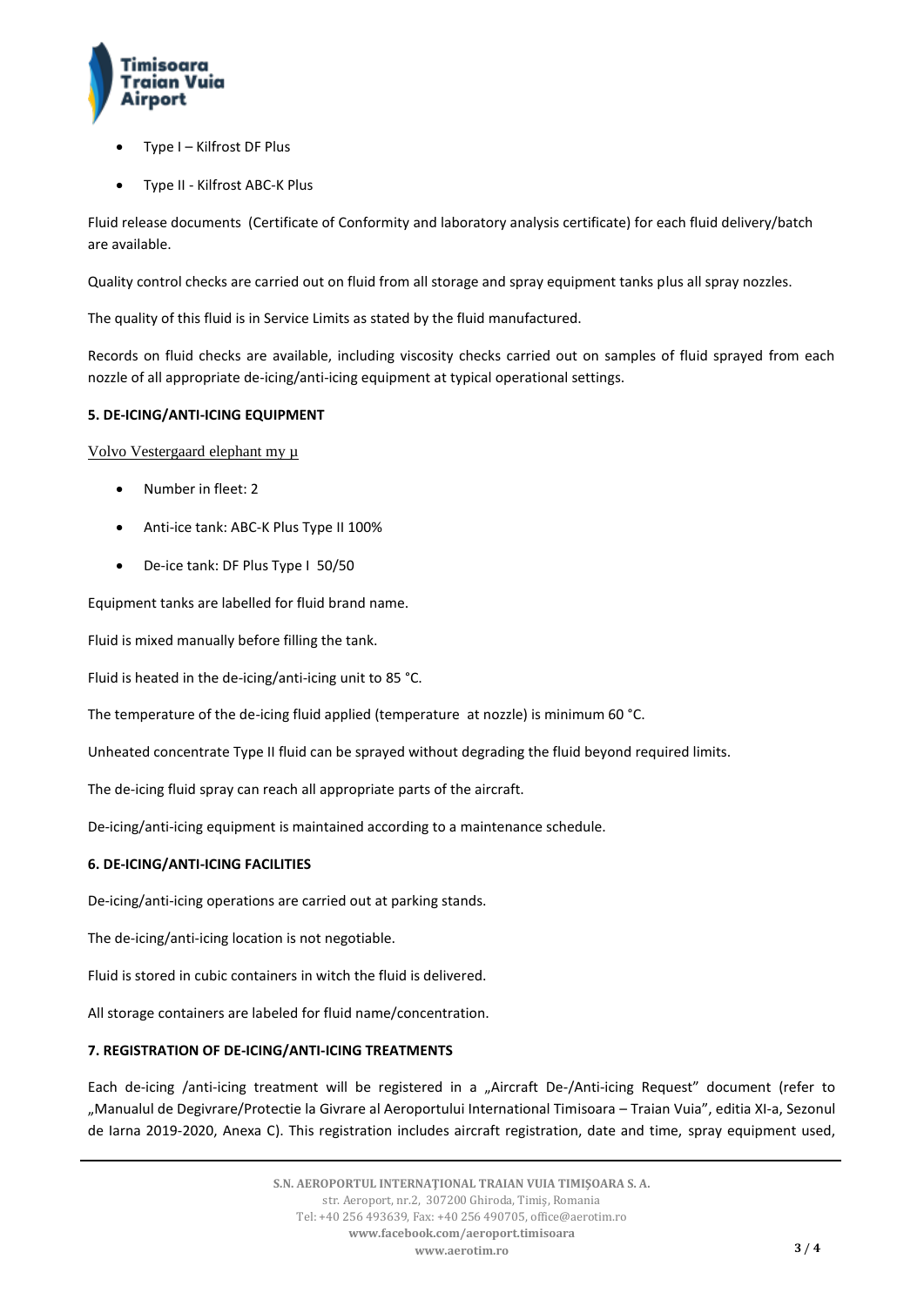- Type I – Kilfrost DF Plus
- Type II - Kilfrost ABC-K Plus

Fluid release documents (Certificate of Conformity and laboratory analysis certificate) for each fluid delivery/batch are available.

Quality control checks are carried out on fluid from all storage and spray equipment tanks plus all spray nozzles.

The quality of this fluid is in Service Limits as stated by the fluid manufactured.

Records on fluid checks are available, including viscosity checks carried out on samples of fluid sprayed from each nozzle of all appropriate de-icing/anti-icing equipment at typical operational settings.

**5. DE-ICING/ANTI-ICING EQUIPMENT**

Volvo Vestergaard elephant my µ

- Number in fleet: 2
- Anti-ice tank: ABC-K Plus Type II 100%
- De-ice tank: DF Plus Type I 50/50

Equipment tanks are labelled for fluid brand name.

Fluid is mixed manually before filling the tank.

Fluid is heated in the de-icing/anti-icing unit to 85 °C.

The temperature of the de-icing fluid applied (temperature at nozzle) is minimum 60 °C.

Unheated concentrate Type II fluid can be sprayed without degrading the fluid beyond required limits.

The de-icing fluid spray can reach all appropriate parts of the aircraft.

De-icing/anti-icing equipment is maintained according to a maintenance schedule.

**6. DE-ICING/ANTI-ICING FACILITIES**

De-icing/anti-icing operations are carried out at parking stands.

The de-icing/anti-icing location is not negotiable.

Fluid is stored in cubic containers in witch the fluid is delivered.

All storage containers are labeled for fluid name/concentration.

**7. REGISTRATION OF DE-ICING/ANTI-ICING TREATMENTS**

Each de-icing /anti-icing treatment will be registered in a „Aircraft De-/Anti-icing Request" document (refer to „Manualul de Degivrare/Protectie la Givrare al Aeroportului International Timisoara – Traian Vuia", editia XI-a, Sezonul de Iarna 2019-2020, Anexa C). This registration includes aircraft registration, date and time, spray equipment used,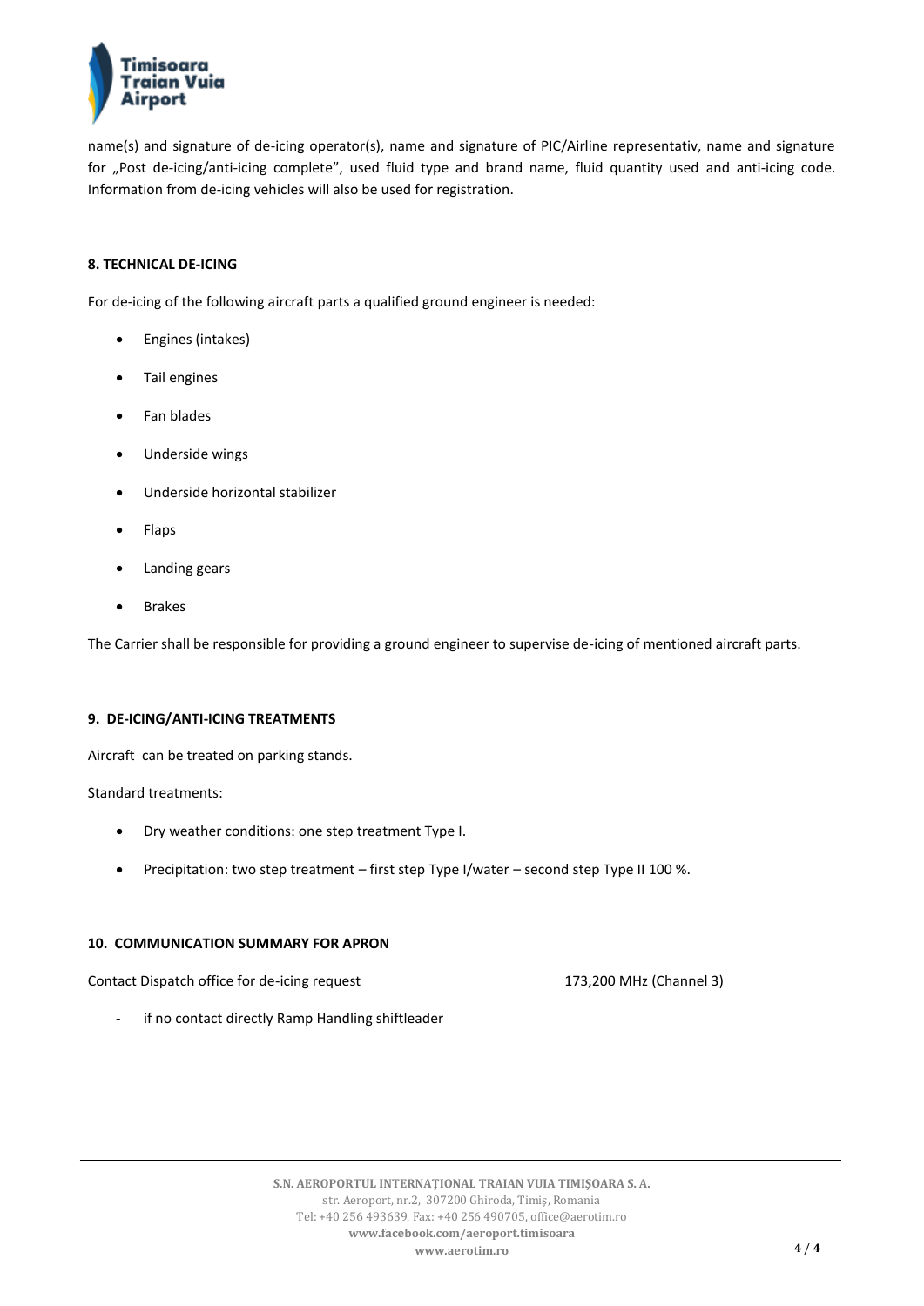name(s) and signature of de-icing operator(s), name and signature of PIC/Airline representativ, name and signature for „Post de-icing/anti-icing complete", used fluid type and brand name, fluid quantity used and anti-icing code. Information from de-icing vehicles will also be used for registration.

**8. TECHNICAL DE-ICING**

For de-icing of the following aircraft parts a qualified ground engineer is needed:

- Engines (intakes)
- Tail engines
- Fan blades
- Underside wings
- Underside horizontal stabilizer
- Flaps
- Landing gears
- Brakes

The Carrier shall be responsible for providing a ground engineer to supervise de-icing of mentioned aircraft parts.

**9. DE-ICING/ANTI-ICING TREATMENTS**

Aircraft can be treated on parking stands.

Standard treatments:

- Dry weather conditions: one step treatment Type I.
- Precipitation: two step treatment – first step Type I/water – second step Type II 100 %.

**10. COMMUNICATION SUMMARY FOR APRON**

Contact Dispatch office for de-icing request 173,200 MHz (Channel 3)

- if no contact directly Ramp Handling shiftleader

S.N. AEROPORTUL INTERNAȚIONAL TRAIAN VUIA TIMIȘOARA S. A.
str. Aeroport, nr.2, 307200 Ghiroda, Timiș, Romania
Tel: +40 256 493639, Fax: +40 256 490705, office@aerotim.ro
www.facebook.com/aeroport.timisoara
www.aerotim.ro